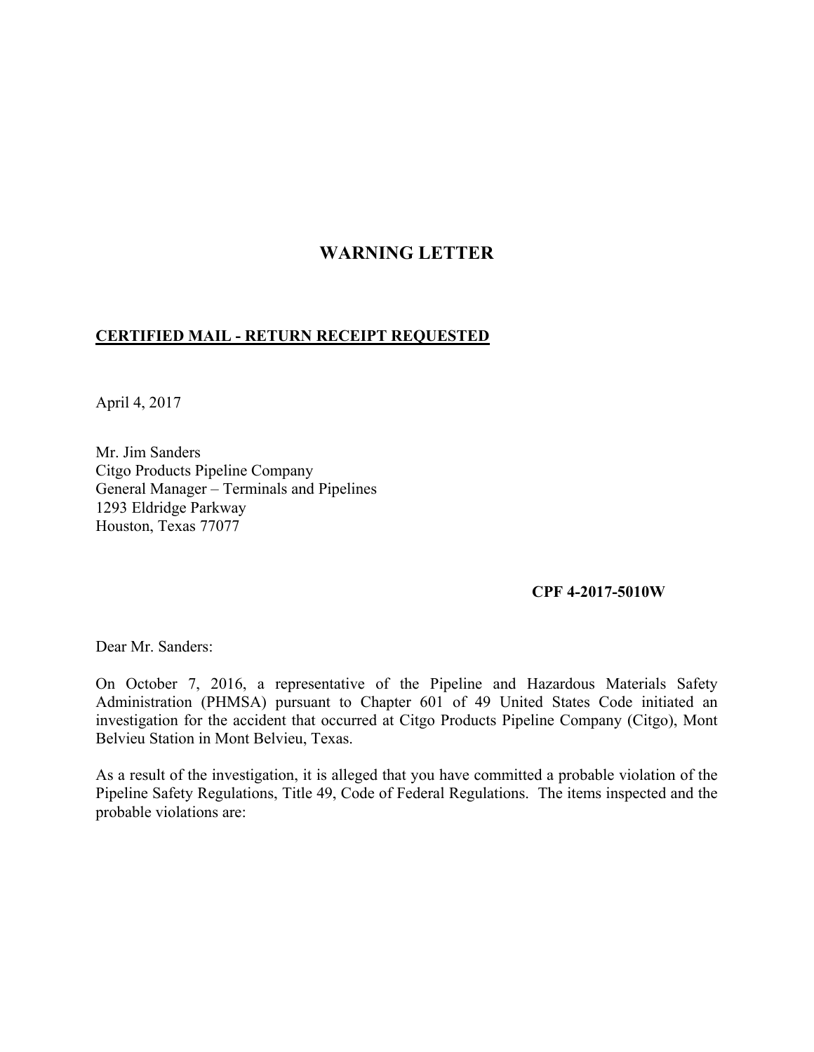# WARNING LETTER

**CERTIFIED MAIL - RETURN RECEIPT REQUESTED**

April 4, 2017

Mr. Jim Sanders
Citgo Products Pipeline Company
General Manager – Terminals and Pipelines
1293 Eldridge Parkway
Houston, Texas 77077

**CPF 4-2017-5010W**

Dear Mr. Sanders:

On October 7, 2016, a representative of the Pipeline and Hazardous Materials Safety Administration (PHMSA) pursuant to Chapter 601 of 49 United States Code initiated an investigation for the accident that occurred at Citgo Products Pipeline Company (Citgo), Mont Belvieu Station in Mont Belvieu, Texas.

As a result of the investigation, it is alleged that you have committed a probable violation of the Pipeline Safety Regulations, Title 49, Code of Federal Regulations. The items inspected and the probable violations are: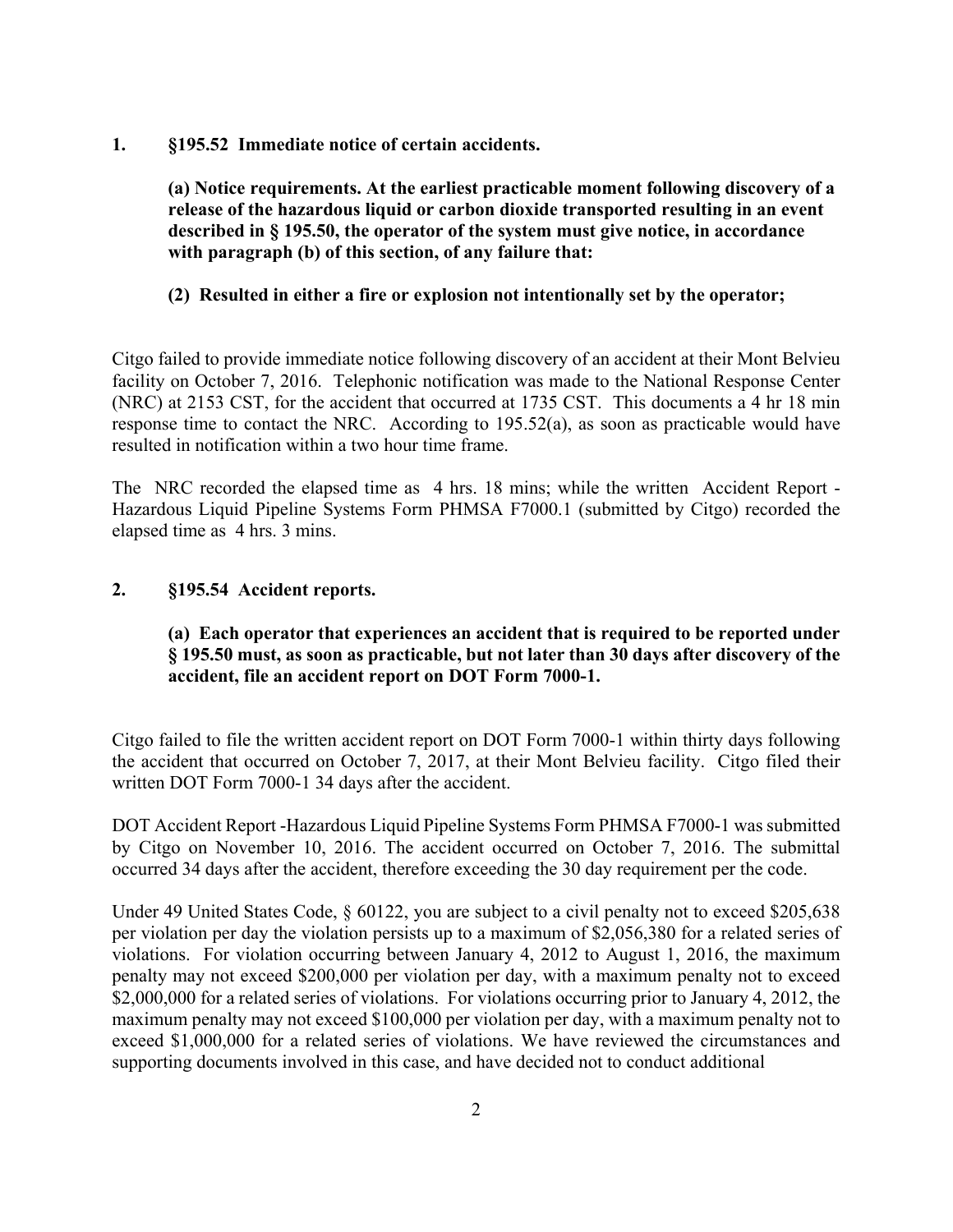**1. §195.52 Immediate notice of certain accidents.**

> **(a) Notice requirements. At the earliest practicable moment following discovery of a release of the hazardous liquid or carbon dioxide transported resulting in an event described in § 195.50, the operator of the system must give notice, in accordance with paragraph (b) of this section, of any failure that:**
>
> **(2) Resulted in either a fire or explosion not intentionally set by the operator;**

Citgo failed to provide immediate notice following discovery of an accident at their Mont Belvieu facility on October 7, 2016. Telephonic notification was made to the National Response Center (NRC) at 2153 CST, for the accident that occurred at 1735 CST. This documents a 4 hr 18 min response time to contact the NRC. According to 195.52(a), as soon as practicable would have resulted in notification within a two hour time frame.

The NRC recorded the elapsed time as 4 hrs. 18 mins; while the written Accident Report - Hazardous Liquid Pipeline Systems Form PHMSA F7000.1 (submitted by Citgo) recorded the elapsed time as 4 hrs. 3 mins.

**2. §195.54 Accident reports.**

> **(a) Each operator that experiences an accident that is required to be reported under § 195.50 must, as soon as practicable, but not later than 30 days after discovery of the accident, file an accident report on DOT Form 7000-1.**

Citgo failed to file the written accident report on DOT Form 7000-1 within thirty days following the accident that occurred on October 7, 2017, at their Mont Belvieu facility. Citgo filed their written DOT Form 7000-1 34 days after the accident.

DOT Accident Report -Hazardous Liquid Pipeline Systems Form PHMSA F7000-1 was submitted by Citgo on November 10, 2016. The accident occurred on October 7, 2016. The submittal occurred 34 days after the accident, therefore exceeding the 30 day requirement per the code.

Under 49 United States Code, § 60122, you are subject to a civil penalty not to exceed $205,638 per violation per day the violation persists up to a maximum of $2,056,380 for a related series of violations. For violation occurring between January 4, 2012 to August 1, 2016, the maximum penalty may not exceed $200,000 per violation per day, with a maximum penalty not to exceed $2,000,000 for a related series of violations. For violations occurring prior to January 4, 2012, the maximum penalty may not exceed $100,000 per violation per day, with a maximum penalty not to exceed $1,000,000 for a related series of violations. We have reviewed the circumstances and supporting documents involved in this case, and have decided not to conduct additional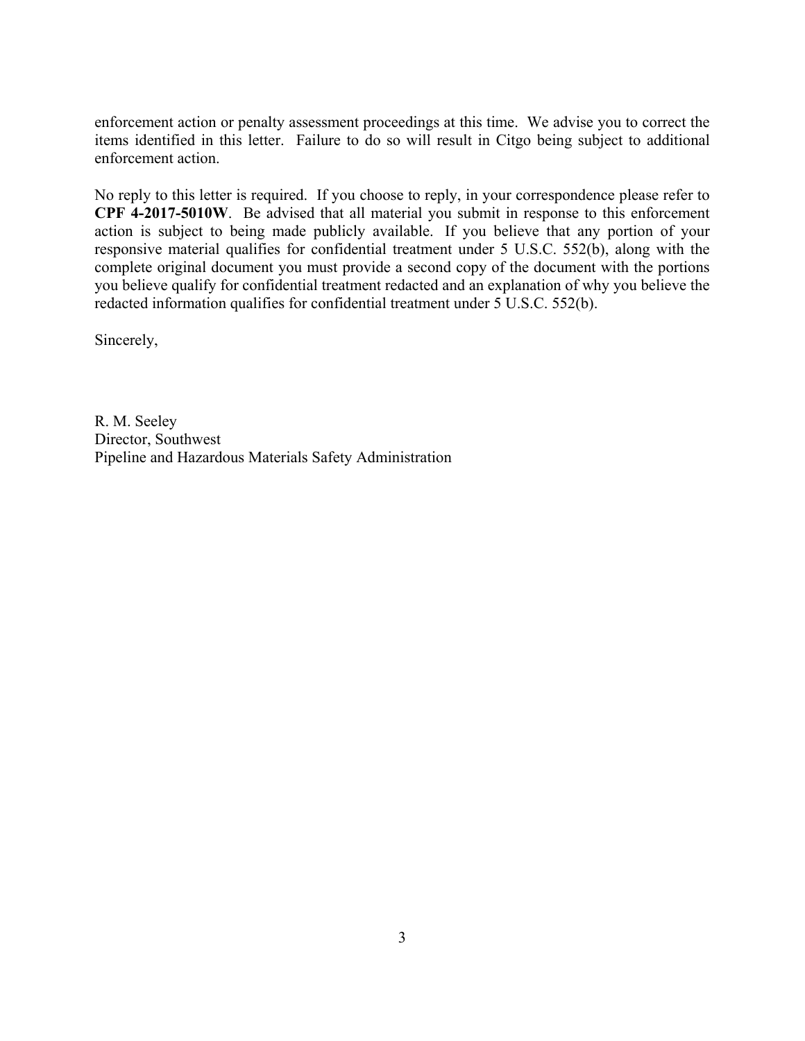enforcement action or penalty assessment proceedings at this time. We advise you to correct the items identified in this letter. Failure to do so will result in Citgo being subject to additional enforcement action.

No reply to this letter is required. If you choose to reply, in your correspondence please refer to **CPF 4-2017-5010W**. Be advised that all material you submit in response to this enforcement action is subject to being made publicly available. If you believe that any portion of your responsive material qualifies for confidential treatment under 5 U.S.C. 552(b), along with the complete original document you must provide a second copy of the document with the portions you believe qualify for confidential treatment redacted and an explanation of why you believe the redacted information qualifies for confidential treatment under 5 U.S.C. 552(b).

Sincerely,

R. M. Seeley
Director, Southwest
Pipeline and Hazardous Materials Safety Administration